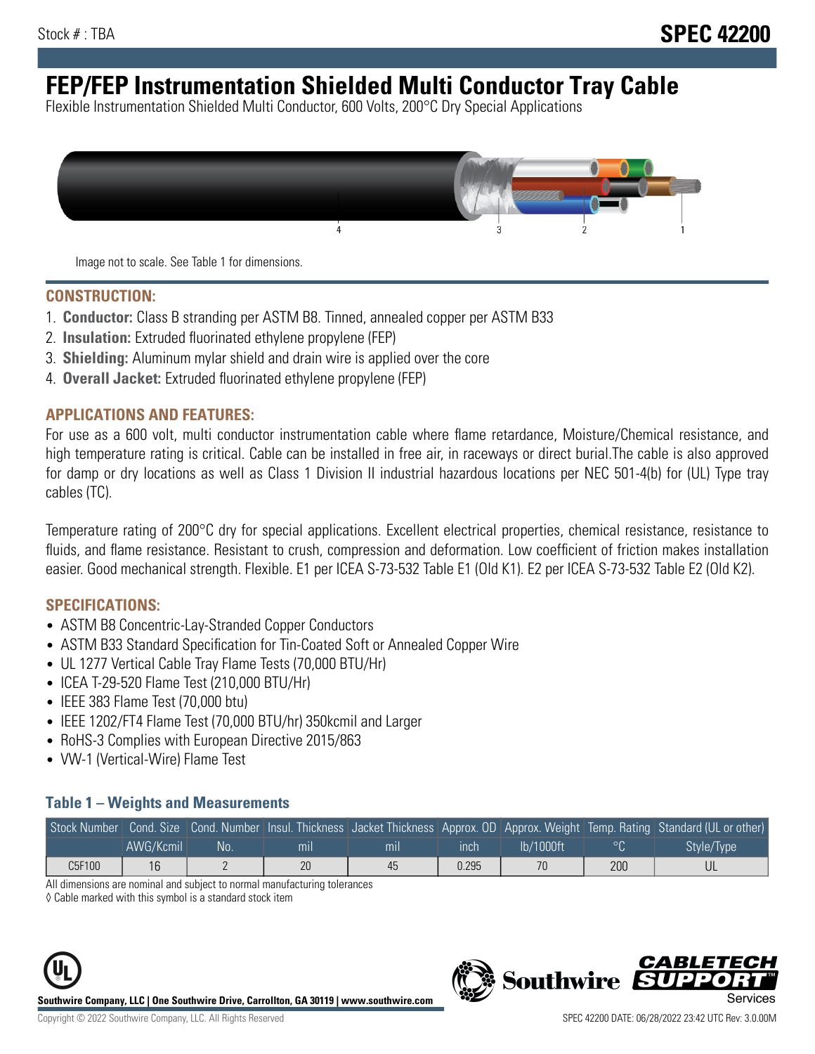Stock # : TBA

# SPEC 42200

# FEP/FEP Instrumentation Shielded Multi Conductor Tray Cable

Flexible Instrumentation Shielded Multi Conductor, 600 Volts, 200°C Dry Special Applications

4 3 2 1

Image not to scale. See Table 1 for dimensions.

## CONSTRUCTION:

1. **Conductor:** Class B stranding per ASTM B8. Tinned, annealed copper per ASTM B33
2. **Insulation:** Extruded fluorinated ethylene propylene (FEP)
3. **Shielding:** Aluminum mylar shield and drain wire is applied over the core
4. **Overall Jacket:** Extruded fluorinated ethylene propylene (FEP)

## APPLICATIONS AND FEATURES:

For use as a 600 volt, multi conductor instrumentation cable where flame retardance, Moisture/Chemical resistance, and high temperature rating is critical. Cable can be installed in free air, in raceways or direct burial.The cable is also approved for damp or dry locations as well as Class 1 Division II industrial hazardous locations per NEC 501-4(b) for (UL) Type tray cables (TC).

Temperature rating of 200°C dry for special applications. Excellent electrical properties, chemical resistance, resistance to fluids, and flame resistance. Resistant to crush, compression and deformation. Low coefficient of friction makes installation easier. Good mechanical strength. Flexible. E1 per ICEA S-73-532 Table E1 (Old K1). E2 per ICEA S-73-532 Table E2 (Old K2).

## SPECIFICATIONS:

- ASTM B8 Concentric-Lay-Stranded Copper Conductors
- ASTM B33 Standard Specification for Tin-Coated Soft or Annealed Copper Wire
- UL 1277 Vertical Cable Tray Flame Tests (70,000 BTU/Hr)
- ICEA T-29-520 Flame Test (210,000 BTU/Hr)
- IEEE 383 Flame Test (70,000 btu)
- IEEE 1202/FT4 Flame Test (70,000 BTU/hr) 350kcmil and Larger
- RoHS-3 Complies with European Directive 2015/863
- VW-1 (Vertical-Wire) Flame Test

### Table 1 – Weights and Measurements

| Stock Number | Cond. Size | Cond. Number | Insul. Thickness | Jacket Thickness | Approx. OD | Approx. Weight | Temp. Rating | Standard (UL or other) |
|---|---|---|---|---|---|---|---|---|
| | AWG/Kcmil | No. | mil | mil | inch | lb/1000ft | °C | Style/Type |
| C5F100 | 16 | 2 | 20 | 45 | 0.295 | 70 | 200 | UL |

All dimensions are nominal and subject to normal manufacturing tolerances

◊ Cable marked with this symbol is a standard stock item

Southwire Company, LLC | One Southwire Drive, Carrollton, GA 30119 | www.southwire.com

Copyright © 2022 Southwire Company, LLC. All Rights Reserved

SPEC 42200 DATE: 06/28/2022 23:42 UTC Rev: 3.0.00M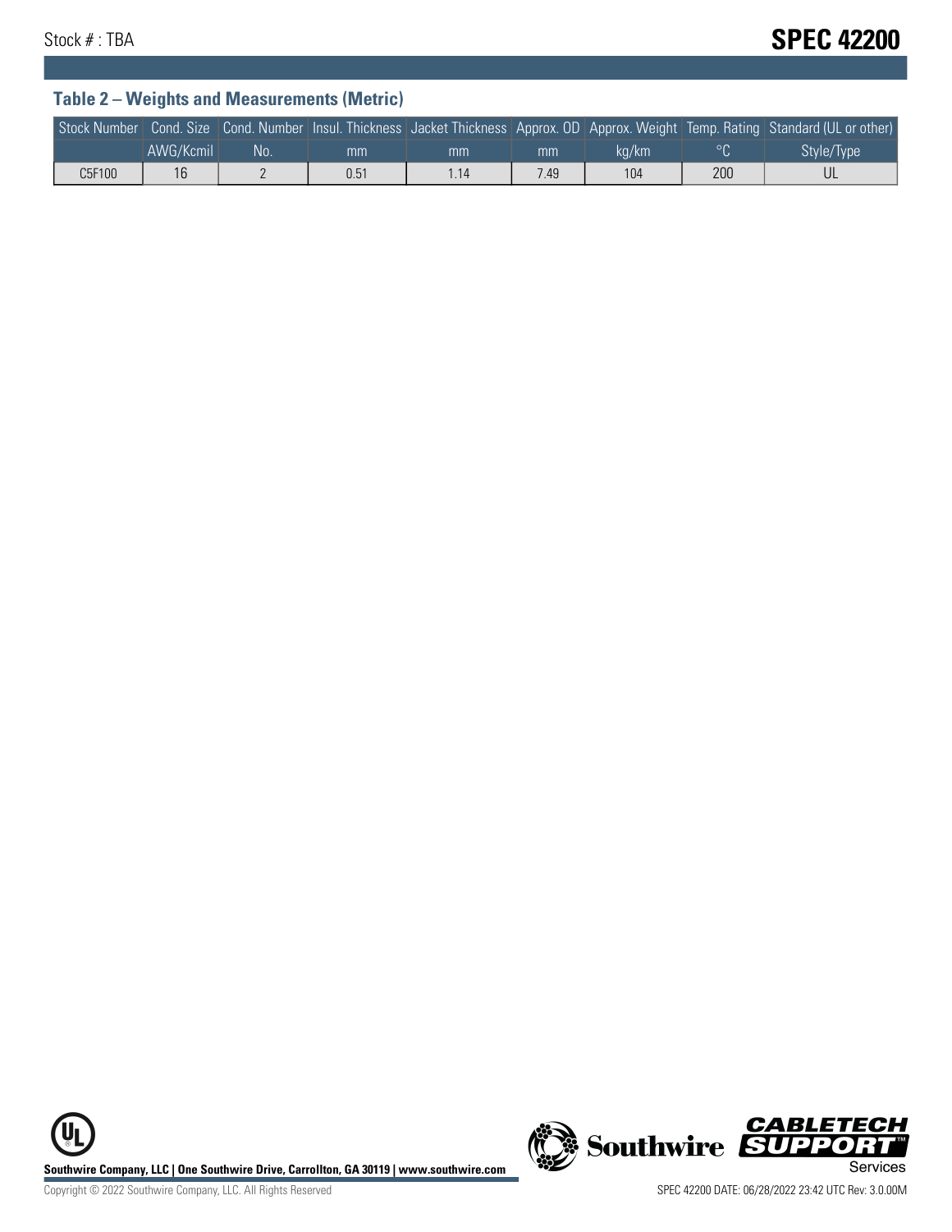### Table 2 – Weights and Measurements (Metric)

| Stock Number | Cond. Size | Cond. Number | Insul. Thickness | Jacket Thickness | Approx. OD | Approx. Weight | Temp. Rating | Standard (UL or other) |
|---|---|---|---|---|---|---|---|---|
| | AWG/Kcmil | No. | mm | mm | mm | kg/km | °C | Style/Type |
| C5F100 | 16 | 2 | 0.51 | 1.14 | 7.49 | 104 | 200 | UL |